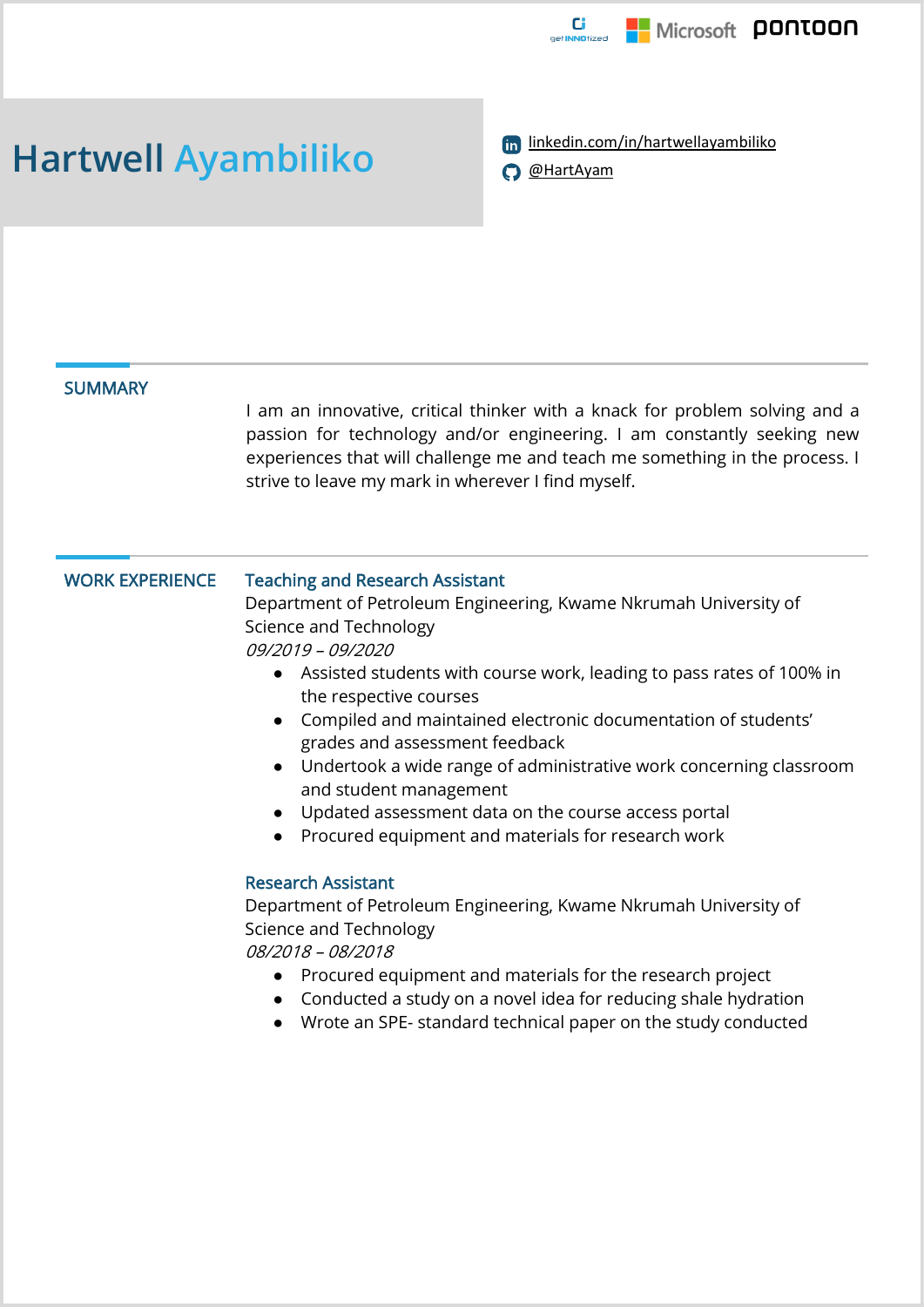# Hartwell Ayambiliko

linkedin.com/in/hartwellayambiliko

@HartAyam

## SUMMARY

I am an innovative, critical thinker with a knack for problem solving and a passion for technology and/or engineering. I am constantly seeking new experiences that will challenge me and teach me something in the process. I strive to leave my mark in wherever I find myself.

## WORK EXPERIENCE

### Teaching and Research Assistant

Department of Petroleum Engineering, Kwame Nkrumah University of Science and Technology

*09/2019 – 09/2020*

- Assisted students with course work, leading to pass rates of 100% in the respective courses
- Compiled and maintained electronic documentation of students' grades and assessment feedback
- Undertook a wide range of administrative work concerning classroom and student management
- Updated assessment data on the course access portal
- Procured equipment and materials for research work

### Research Assistant

Department of Petroleum Engineering, Kwame Nkrumah University of Science and Technology

*08/2018 – 08/2018*

- Procured equipment and materials for the research project
- Conducted a study on a novel idea for reducing shale hydration
- Wrote an SPE- standard technical paper on the study conducted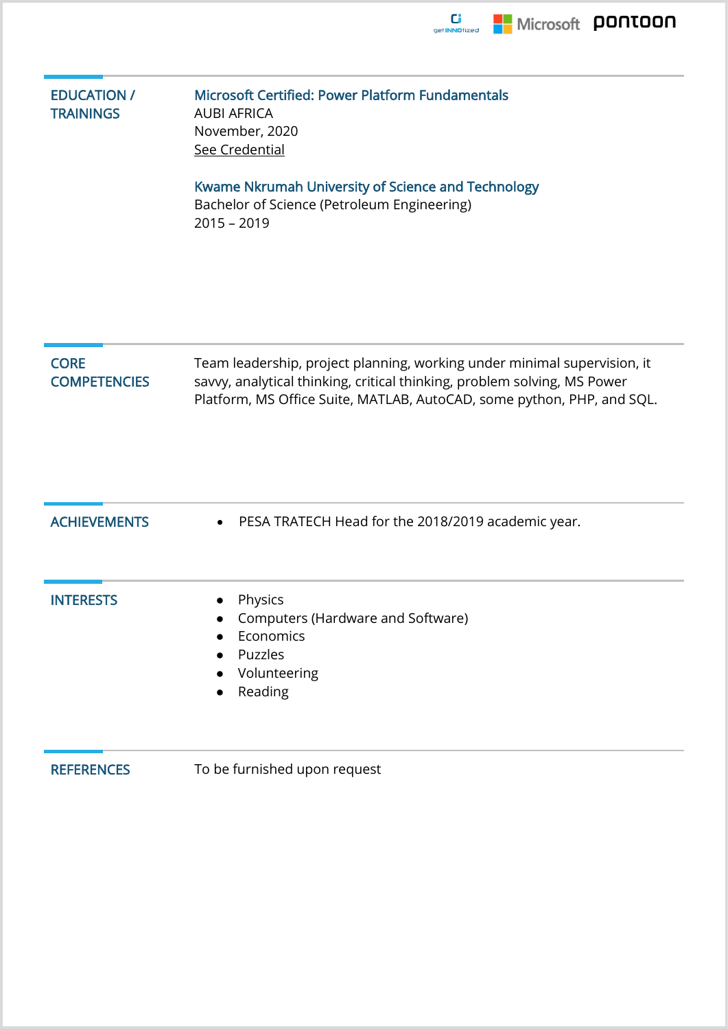## EDUCATION / TRAININGS

**Microsoft Certified: Power Platform Fundamentals**
AUBI AFRICA
November, 2020
See Credential

**Kwame Nkrumah University of Science and Technology**
Bachelor of Science (Petroleum Engineering)
2015 – 2019

## CORE COMPETENCIES

Team leadership, project planning, working under minimal supervision, it savvy, analytical thinking, critical thinking, problem solving, MS Power Platform, MS Office Suite, MATLAB, AutoCAD, some python, PHP, and SQL.

## ACHIEVEMENTS

- PESA TRATECH Head for the 2018/2019 academic year.

## INTERESTS

- Physics
- Computers (Hardware and Software)
- Economics
- Puzzles
- Volunteering
- Reading

## REFERENCES

To be furnished upon request